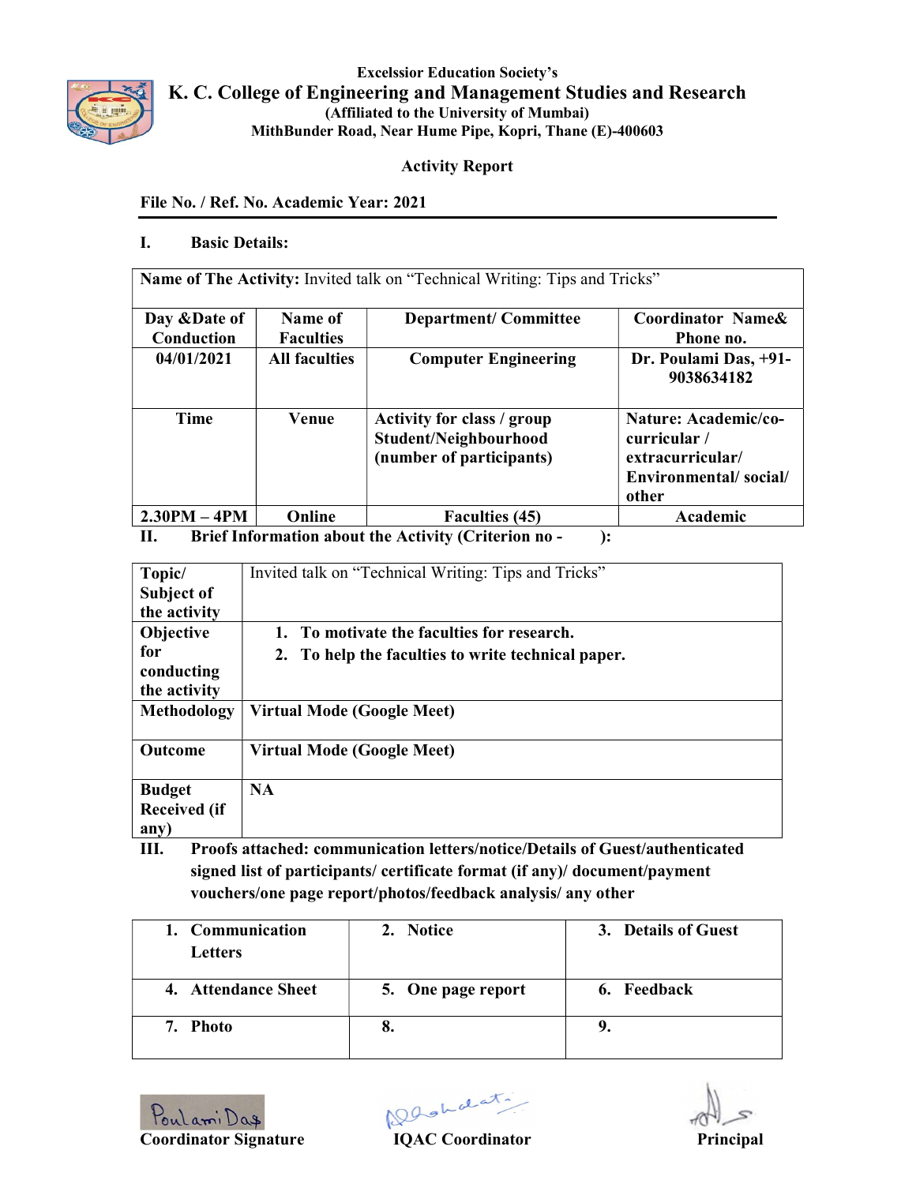Excelssior Education Society's

# K. C. College of Engineering and Management Studies and Research

**(Affiliated to the University of Mumbai)**

**MithBunder Road, Near Hume Pipe, Kopri, Thane (E)-400603**

**Activity Report**

**File No. / Ref. No. Academic Year: 2021**

## I. Basic Details:

| **Name of The Activity:** Invited talk on "Technical Writing: Tips and Tricks" | | | |
|---|---|---|---|
| **Day &Date of Conduction** | **Name of Faculties** | **Department/ Committee** | **Coordinator Name& Phone no.** |
| **04/01/2021** | **All faculties** | **Computer Engineering** | **Dr. Poulami Das, +91-9038634182** |
| **Time** | **Venue** | **Activity for class / group Student/Neighbourhood (number of participants)** | **Nature: Academic/co-curricular / extracurricular/ Environmental/ social/ other** |
| **2.30PM – 4PM** | **Online** | **Faculties (45)** | **Academic** |

## II. Brief Information about the Activity (Criterion no - ):

| | |
|---|---|
| **Topic/ Subject of the activity** | Invited talk on "Technical Writing: Tips and Tricks" |
| **Objective for conducting the activity** | **1. To motivate the faculties for research.** **2. To help the faculties to write technical paper.** |
| **Methodology** | **Virtual Mode (Google Meet)** |
| **Outcome** | **Virtual Mode (Google Meet)** |
| **Budget Received (if any)** | **NA** |

## III. Proofs attached: communication letters/notice/Details of Guest/authenticated signed list of participants/ certificate format (if any)/ document/payment vouchers/one page report/photos/feedback analysis/ any other

| | | |
|---|---|---|
| **1. Communication Letters** | **2. Notice** | **3. Details of Guest** |
| **4. Attendance Sheet** | **5. One page report** | **6. Feedback** |
| **7. Photo** | **8.** | **9.** |

Poulami Das

**Coordinator Signature** **IQAC Coordinator** **Principal**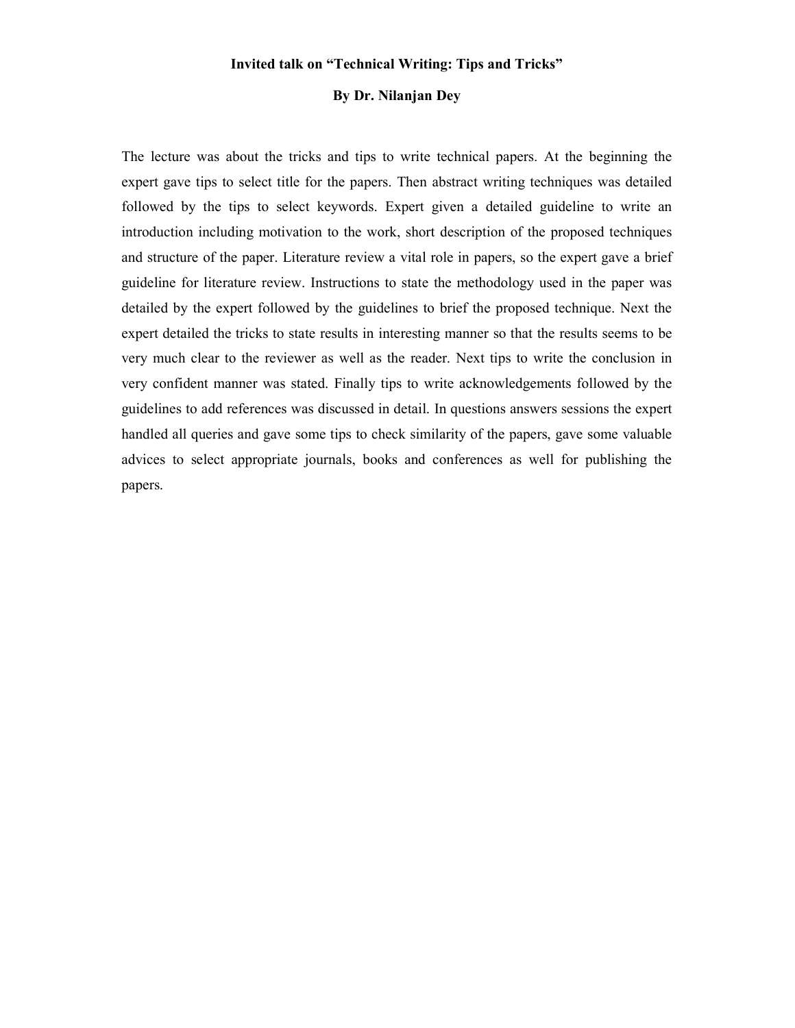**Invited talk on "Technical Writing: Tips and Tricks"**

**By Dr. Nilanjan Dey**

The lecture was about the tricks and tips to write technical papers. At the beginning the expert gave tips to select title for the papers. Then abstract writing techniques was detailed followed by the tips to select keywords. Expert given a detailed guideline to write an introduction including motivation to the work, short description of the proposed techniques and structure of the paper. Literature review a vital role in papers, so the expert gave a brief guideline for literature review. Instructions to state the methodology used in the paper was detailed by the expert followed by the guidelines to brief the proposed technique. Next the expert detailed the tricks to state results in interesting manner so that the results seems to be very much clear to the reviewer as well as the reader. Next tips to write the conclusion in very confident manner was stated. Finally tips to write acknowledgements followed by the guidelines to add references was discussed in detail. In questions answers sessions the expert handled all queries and gave some tips to check similarity of the papers, gave some valuable advices to select appropriate journals, books and conferences as well for publishing the papers.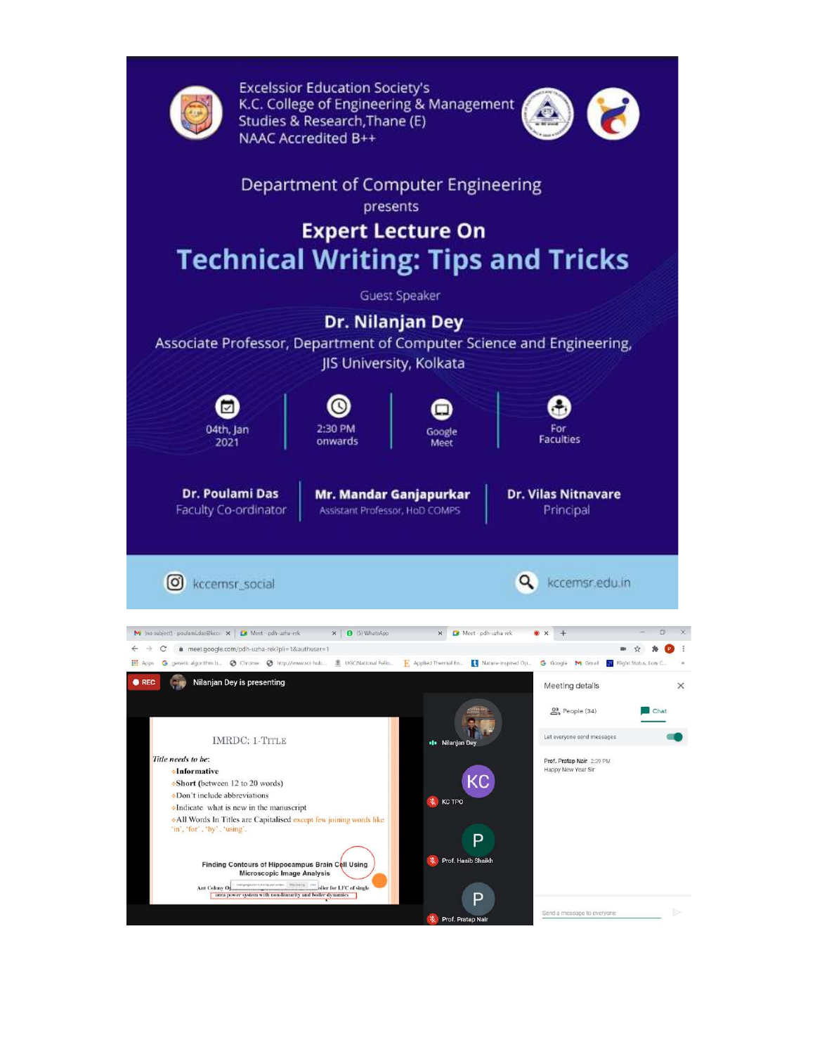Excelssior Education Society's
K.C. College of Engineering & Management Studies & Research, Thane (E)
NAAC Accredited B++

Department of Computer Engineering

presents

## Expert Lecture On

# Technical Writing: Tips and Tricks

Guest Speaker

**Dr. Nilanjan Dey**

Associate Professor, Department of Computer Science and Engineering, JIS University, Kolkata

04th, Jan 2021 | 2:30 PM onwards | Google Meet | For Faculties

**Dr. Poulami Das**
Faculty Co-ordinator

**Mr. Mandar Ganjapurkar**
Assistant Professor, HoD COMPS

**Dr. Vilas Nitnavare**
Principal

kccemsr_social

kccemsr.edu.in

---

REC Nilanjan Dey is presenting

IMRDC: 1-TITLE

*Title needs to be:*

- **Informative**
- Short (between 12 to 20 words)
- Don't include abbreviations
- Indicate what is new in the manuscript
- All Words In Titles are Capitalised except few joining words like 'in', 'for', 'by', 'using'.

Finding Contours of Hippocampus Brain Cell Using Microscopic Image Analysis

Nilanjan Dey

KC TPO

Prof. Hasib Shaikh

Prof. Pratap Nair

Meeting details

People (34) Chat

Let everyone send messages

Prof. Pratap Nair 2:09 PM
Happy New Year Sir

Send a message to everyone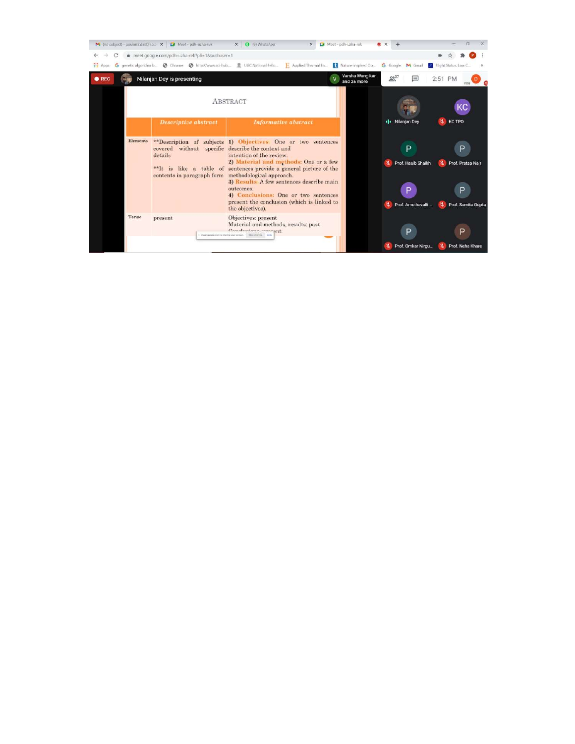# ABSTRACT

| | Descriptive abstract | Informative abstract |
|---|---|---|
| Elements | **Description of subjects covered without specific details<br><br>**It is like a table of contents in paragraph form | 1) Objectives One or two sentences describe the context and intention of the review.<br>2) Material and methods: One or a few sentences provide a general picture of the methodological approach.<br>3) Results A few sentences describe main outcomes.<br>4) Conclusions: One or two sentences present the conclusion (which is linked to the objectives). |
| Tense | present | Objectives: present<br>Material and methods, results: past<br>Conclusions: present |